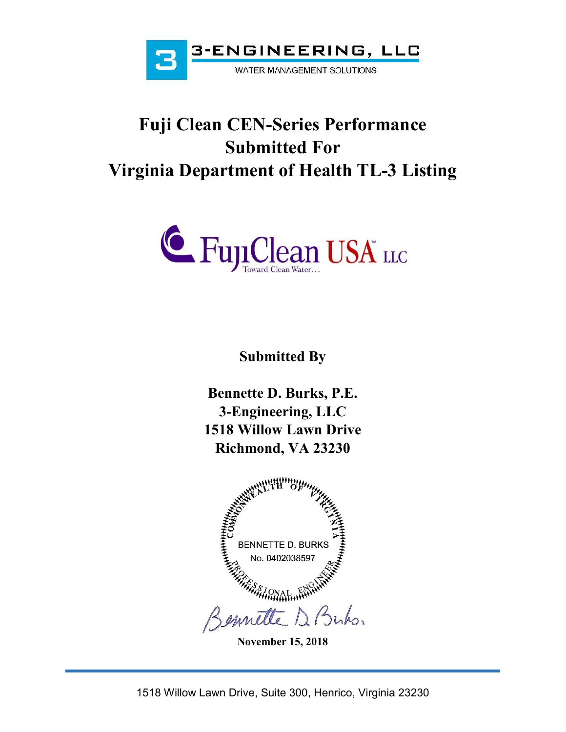3-ENGINEERING, LLC

WATER MANAGEMENT SOLUTIONS

# Fuji Clean CEN-Series Performance Submitted For Virginia Department of Health TL-3 Listing

FujiClean USA™ LLC

Toward Clean Water…

**Submitted By**

**Bennette D. Burks, P.E.**
**3-Engineering, LLC**
**1518 Willow Lawn Drive**
**Richmond, VA 23230**

COMMONWEALTH OF VIRGINIA
BENNETTE D. BURKS
No. 0402038597
PROFESSIONAL ENGINEER

Bennette D. Burks

**November 15, 2018**

1518 Willow Lawn Drive, Suite 300, Henrico, Virginia 23230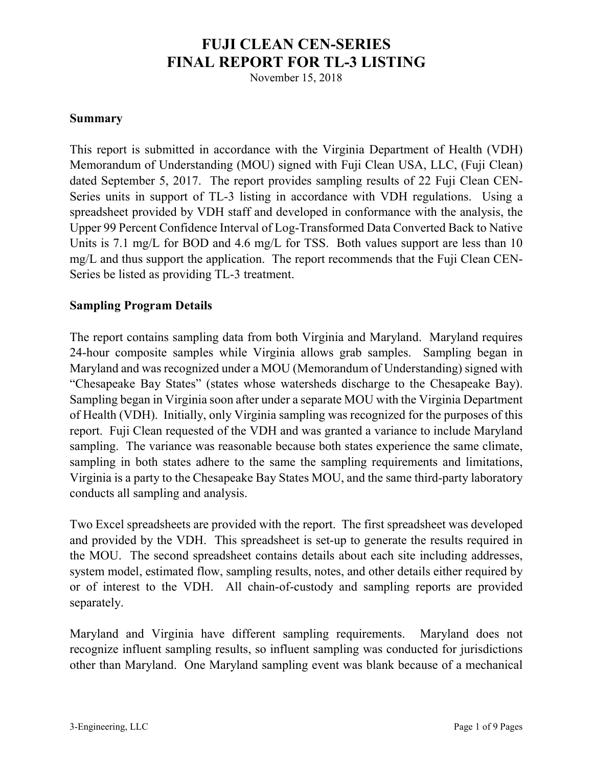# FUJI CLEAN CEN-SERIES
# FINAL REPORT FOR TL-3 LISTING

November 15, 2018

## Summary

This report is submitted in accordance with the Virginia Department of Health (VDH) Memorandum of Understanding (MOU) signed with Fuji Clean USA, LLC, (Fuji Clean) dated September 5, 2017. The report provides sampling results of 22 Fuji Clean CEN-Series units in support of TL-3 listing in accordance with VDH regulations. Using a spreadsheet provided by VDH staff and developed in conformance with the analysis, the Upper 99 Percent Confidence Interval of Log-Transformed Data Converted Back to Native Units is 7.1 mg/L for BOD and 4.6 mg/L for TSS. Both values support are less than 10 mg/L and thus support the application. The report recommends that the Fuji Clean CEN-Series be listed as providing TL-3 treatment.

## Sampling Program Details

The report contains sampling data from both Virginia and Maryland. Maryland requires 24-hour composite samples while Virginia allows grab samples. Sampling began in Maryland and was recognized under a MOU (Memorandum of Understanding) signed with "Chesapeake Bay States" (states whose watersheds discharge to the Chesapeake Bay). Sampling began in Virginia soon after under a separate MOU with the Virginia Department of Health (VDH). Initially, only Virginia sampling was recognized for the purposes of this report. Fuji Clean requested of the VDH and was granted a variance to include Maryland sampling. The variance was reasonable because both states experience the same climate, sampling in both states adhere to the same the sampling requirements and limitations, Virginia is a party to the Chesapeake Bay States MOU, and the same third-party laboratory conducts all sampling and analysis.

Two Excel spreadsheets are provided with the report. The first spreadsheet was developed and provided by the VDH. This spreadsheet is set-up to generate the results required in the MOU. The second spreadsheet contains details about each site including addresses, system model, estimated flow, sampling results, notes, and other details either required by or of interest to the VDH. All chain-of-custody and sampling reports are provided separately.

Maryland and Virginia have different sampling requirements. Maryland does not recognize influent sampling results, so influent sampling was conducted for jurisdictions other than Maryland. One Maryland sampling event was blank because of a mechanical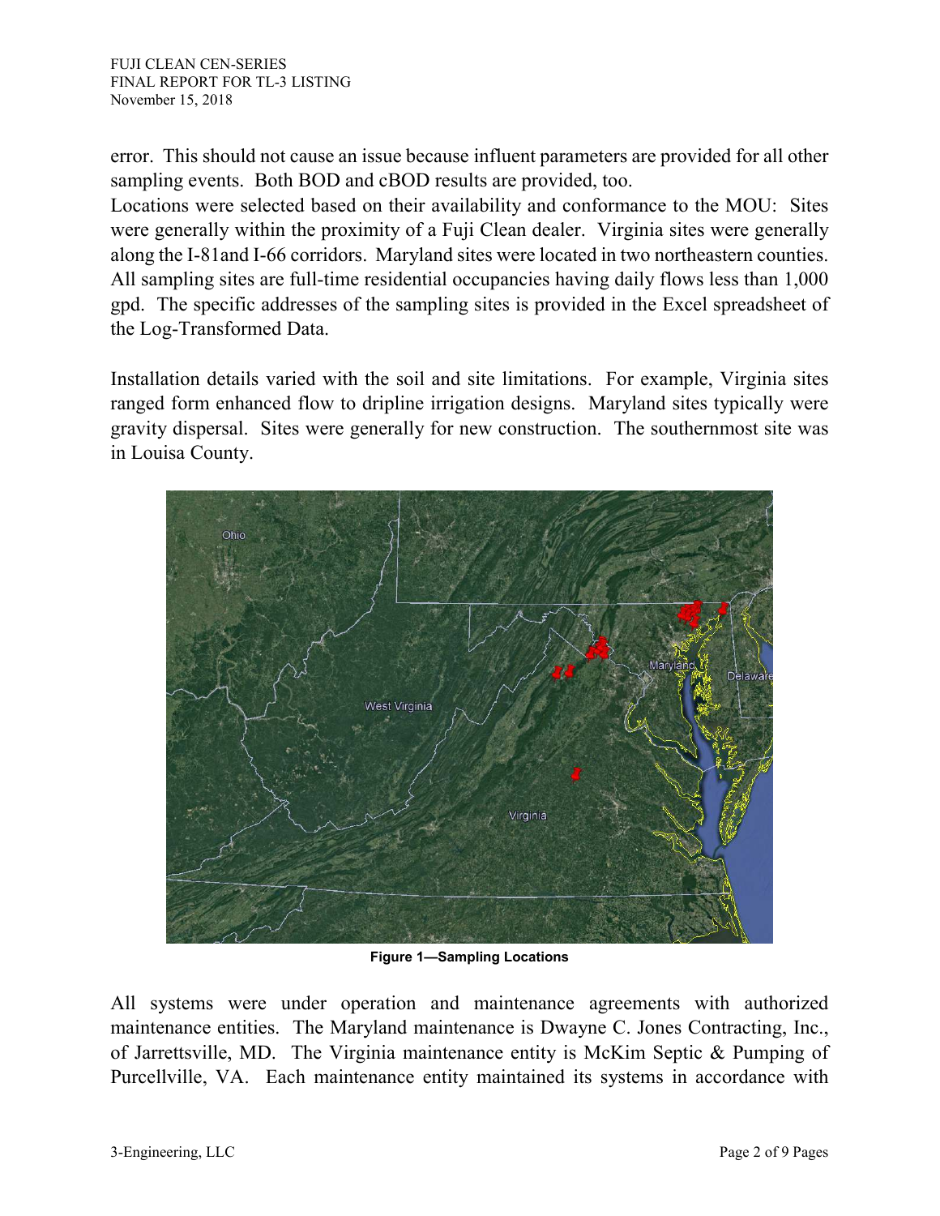error. This should not cause an issue because influent parameters are provided for all other sampling events. Both BOD and cBOD results are provided, too.
Locations were selected based on their availability and conformance to the MOU: Sites were generally within the proximity of a Fuji Clean dealer. Virginia sites were generally along the I-81and I-66 corridors. Maryland sites were located in two northeastern counties. All sampling sites are full-time residential occupancies having daily flows less than 1,000 gpd. The specific addresses of the sampling sites is provided in the Excel spreadsheet of the Log-Transformed Data.

Installation details varied with the soil and site limitations. For example, Virginia sites ranged form enhanced flow to dripline irrigation designs. Maryland sites typically were gravity dispersal. Sites were generally for new construction. The southernmost site was in Louisa County.

**Figure 1—Sampling Locations**

All systems were under operation and maintenance agreements with authorized maintenance entities. The Maryland maintenance is Dwayne C. Jones Contracting, Inc., of Jarrettsville, MD. The Virginia maintenance entity is McKim Septic & Pumping of Purcellville, VA. Each maintenance entity maintained its systems in accordance with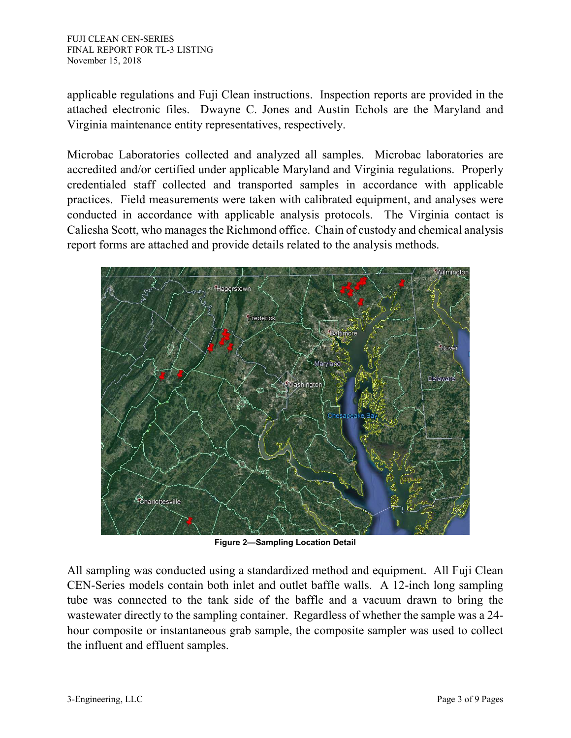applicable regulations and Fuji Clean instructions. Inspection reports are provided in the attached electronic files. Dwayne C. Jones and Austin Echols are the Maryland and Virginia maintenance entity representatives, respectively.

Microbac Laboratories collected and analyzed all samples. Microbac laboratories are accredited and/or certified under applicable Maryland and Virginia regulations. Properly credentialed staff collected and transported samples in accordance with applicable practices. Field measurements were taken with calibrated equipment, and analyses were conducted in accordance with applicable analysis protocols. The Virginia contact is Caliesha Scott, who manages the Richmond office. Chain of custody and chemical analysis report forms are attached and provide details related to the analysis methods.

**Figure 2—Sampling Location Detail**

All sampling was conducted using a standardized method and equipment. All Fuji Clean CEN-Series models contain both inlet and outlet baffle walls. A 12-inch long sampling tube was connected to the tank side of the baffle and a vacuum drawn to bring the wastewater directly to the sampling container. Regardless of whether the sample was a 24-hour composite or instantaneous grab sample, the composite sampler was used to collect the influent and effluent samples.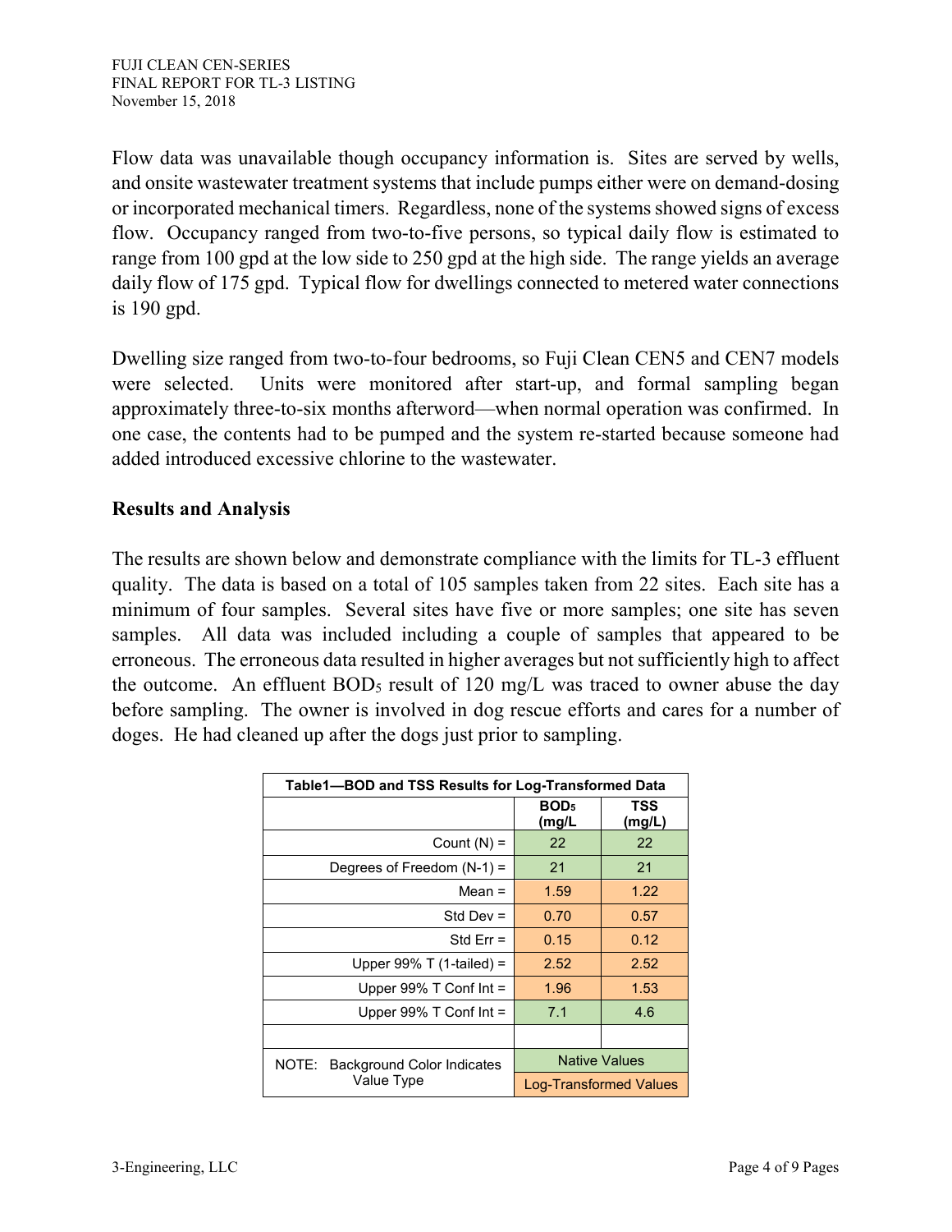Flow data was unavailable though occupancy information is. Sites are served by wells, and onsite wastewater treatment systems that include pumps either were on demand-dosing or incorporated mechanical timers. Regardless, none of the systems showed signs of excess flow. Occupancy ranged from two-to-five persons, so typical daily flow is estimated to range from 100 gpd at the low side to 250 gpd at the high side. The range yields an average daily flow of 175 gpd. Typical flow for dwellings connected to metered water connections is 190 gpd.

Dwelling size ranged from two-to-four bedrooms, so Fuji Clean CEN5 and CEN7 models were selected. Units were monitored after start-up, and formal sampling began approximately three-to-six months afterword—when normal operation was confirmed. In one case, the contents had to be pumped and the system re-started because someone had added introduced excessive chlorine to the wastewater.

## Results and Analysis

The results are shown below and demonstrate compliance with the limits for TL-3 effluent quality. The data is based on a total of 105 samples taken from 22 sites. Each site has a minimum of four samples. Several sites have five or more samples; one site has seven samples. All data was included including a couple of samples that appeared to be erroneous. The erroneous data resulted in higher averages but not sufficiently high to affect the outcome. An effluent $BOD_5$ result of 120 mg/L was traced to owner abuse the day before sampling. The owner is involved in dog rescue efforts and cares for a number of doges. He had cleaned up after the dogs just prior to sampling.

| Table1—BOD and TSS Results for Log-Transformed Data | | |
|---|---|---|
| | $BOD_5$ (mg/L | TSS (mg/L) |
| Count (N) = | 22 | 22 |
| Degrees of Freedom (N-1) = | 21 | 21 |
| Mean = | 1.59 | 1.22 |
| Std Dev = | 0.70 | 0.57 |
| Std Err = | 0.15 | 0.12 |
| Upper 99% T (1-tailed) = | 2.52 | 2.52 |
| Upper 99% T Conf Int = | 1.96 | 1.53 |
| Upper 99% T Conf Int = | 7.1 | 4.6 |
| | | |
| NOTE: Background Color Indicates Value Type | Native Values | |
| | Log-Transformed Values | |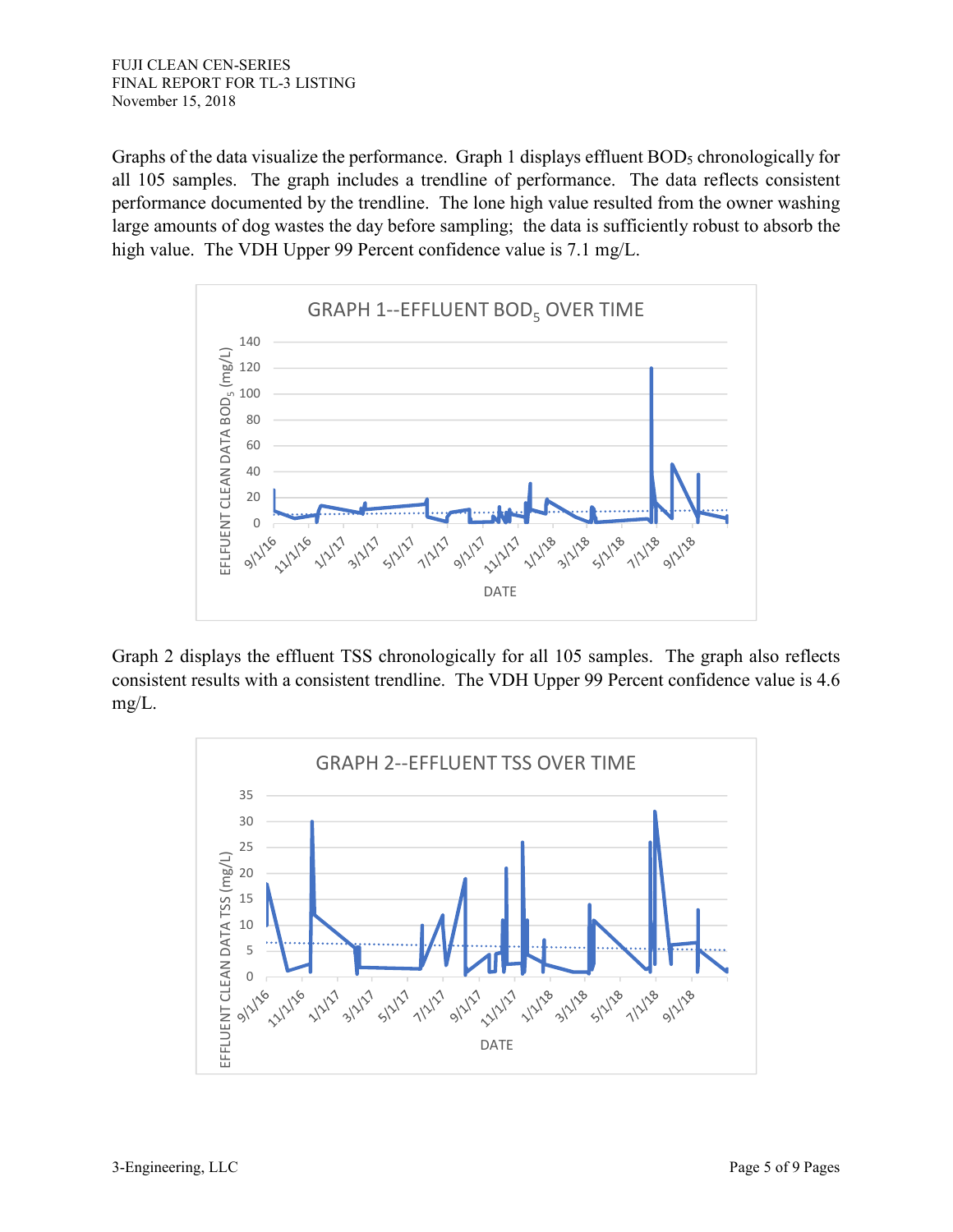Graphs of the data visualize the performance. Graph 1 displays effluent $BOD_5$ chronologically for all 105 samples. The graph includes a trendline of performance. The data reflects consistent performance documented by the trendline. The lone high value resulted from the owner washing large amounts of dog wastes the day before sampling; the data is sufficiently robust to absorb the high value. The VDH Upper 99 Percent confidence value is 7.1 mg/L.

GRAPH 1--EFFLUENT $BOD_5$ OVER TIME

Graph 2 displays the effluent TSS chronologically for all 105 samples. The graph also reflects consistent results with a consistent trendline. The VDH Upper 99 Percent confidence value is 4.6 mg/L.

GRAPH 2--EFFLUENT TSS OVER TIME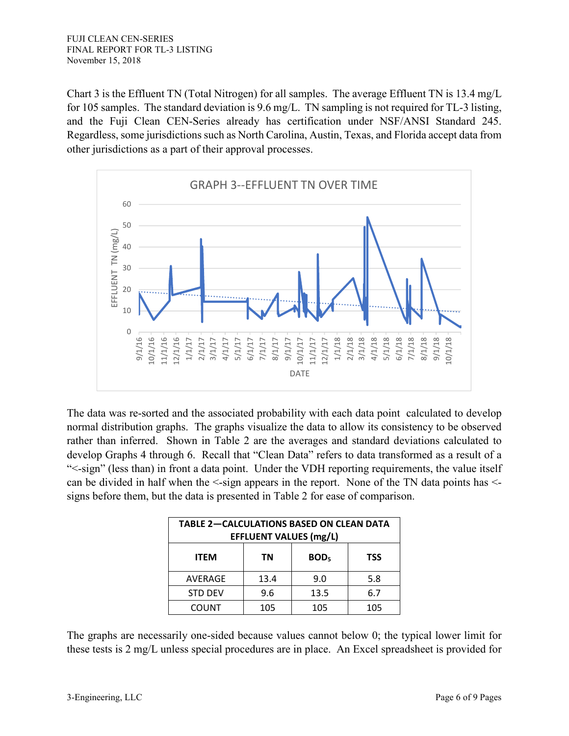Chart 3 is the Effluent TN (Total Nitrogen) for all samples. The average Effluent TN is 13.4 mg/L for 105 samples. The standard deviation is 9.6 mg/L. TN sampling is not required for TL-3 listing, and the Fuji Clean CEN-Series already has certification under NSF/ANSI Standard 245. Regardless, some jurisdictions such as North Carolina, Austin, Texas, and Florida accept data from other jurisdictions as a part of their approval processes.

GRAPH 3--EFFLUENT TN OVER TIME

The data was re-sorted and the associated probability with each data point calculated to develop normal distribution graphs. The graphs visualize the data to allow its consistency to be observed rather than inferred. Shown in Table 2 are the averages and standard deviations calculated to develop Graphs 4 through 6. Recall that "Clean Data" refers to data transformed as a result of a "<-sign" (less than) in front a data point. Under the VDH reporting requirements, the value itself can be divided in half when the <-sign appears in the report. None of the TN data points has <-signs before them, but the data is presented in Table 2 for ease of comparison.

**TABLE 2—CALCULATIONS BASED ON CLEAN DATA EFFLUENT VALUES (mg/L)**

| ITEM | TN | $BOD_5$ | TSS |
|---|---|---|---|
| AVERAGE | 13.4 | 9.0 | 5.8 |
| STD DEV | 9.6 | 13.5 | 6.7 |
| COUNT | 105 | 105 | 105 |

The graphs are necessarily one-sided because values cannot below 0; the typical lower limit for these tests is 2 mg/L unless special procedures are in place. An Excel spreadsheet is provided for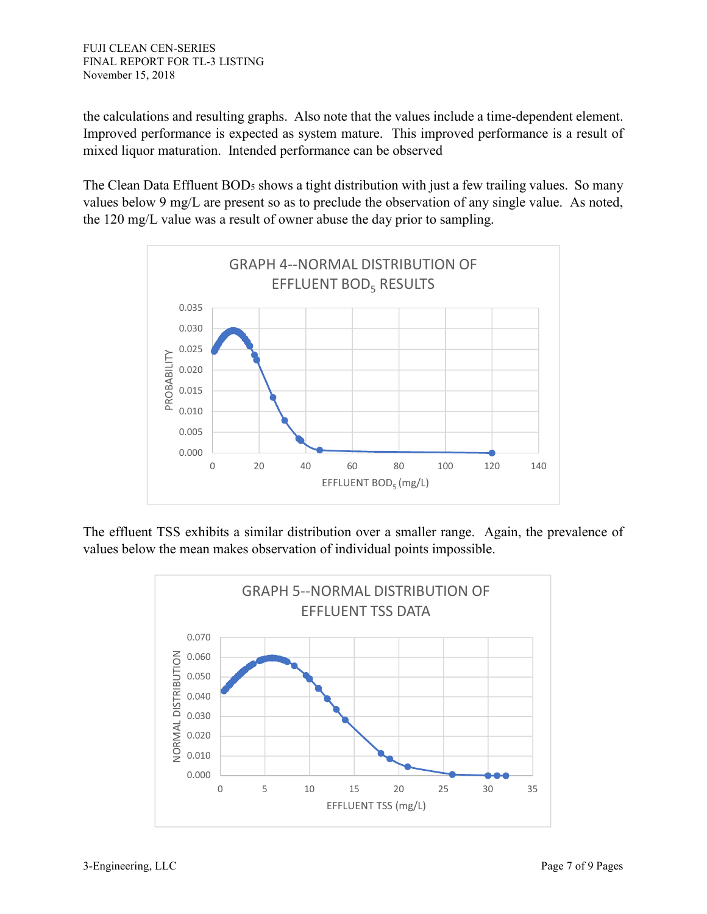the calculations and resulting graphs. Also note that the values include a time-dependent element. Improved performance is expected as system mature. This improved performance is a result of mixed liquor maturation. Intended performance can be observed

The Clean Data Effluent $BOD_5$ shows a tight distribution with just a few trailing values. So many values below 9 mg/L are present so as to preclude the observation of any single value. As noted, the 120 mg/L value was a result of owner abuse the day prior to sampling.

GRAPH 4--NORMAL DISTRIBUTION OF EFFLUENT $BOD_5$ RESULTS

The effluent TSS exhibits a similar distribution over a smaller range. Again, the prevalence of values below the mean makes observation of individual points impossible.

GRAPH 5--NORMAL DISTRIBUTION OF EFFLUENT TSS DATA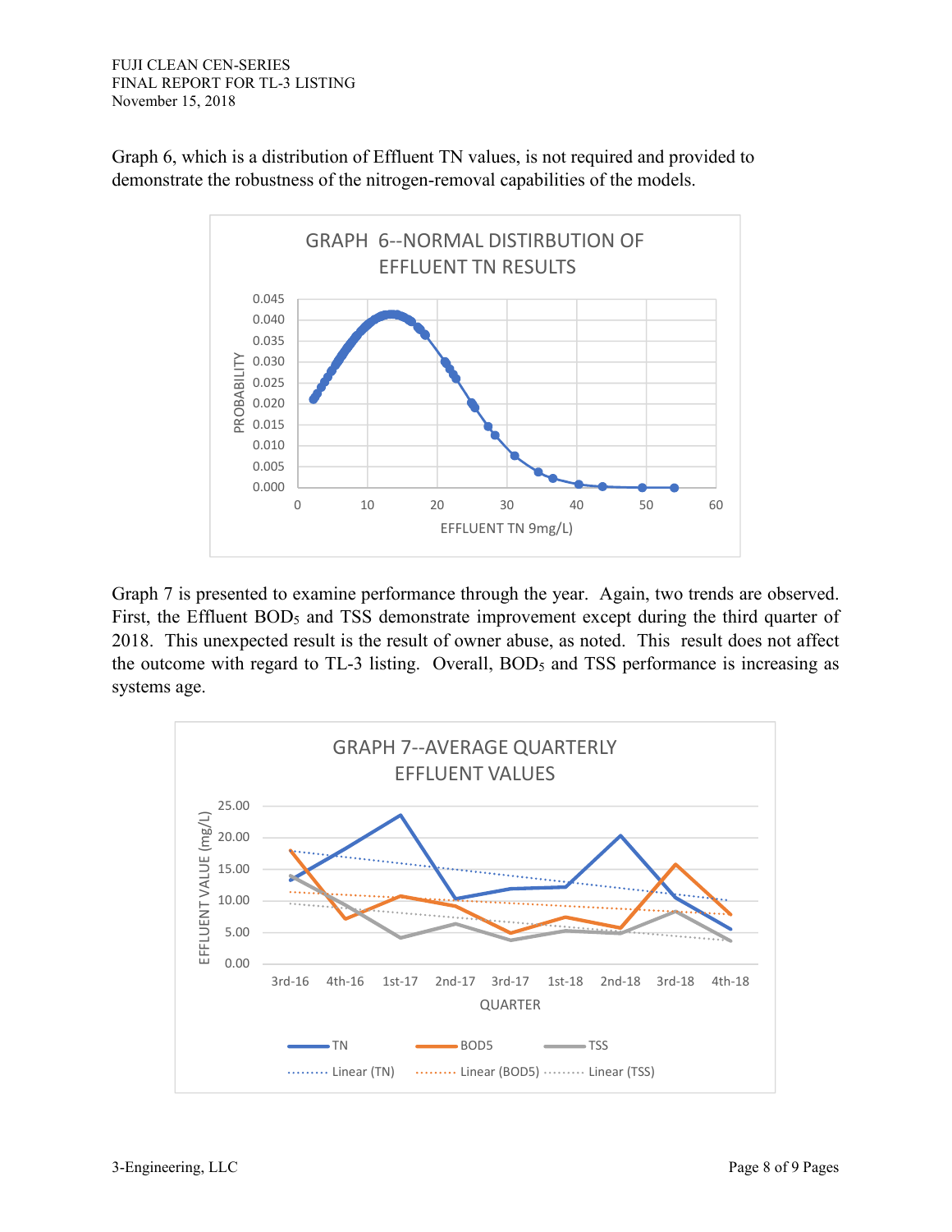Graph 6, which is a distribution of Effluent TN values, is not required and provided to demonstrate the robustness of the nitrogen-removal capabilities of the models.

GRAPH 6--NORMAL DISTIRBUTION OF EFFLUENT TN RESULTS

Graph 7 is presented to examine performance through the year. Again, two trends are observed. First, the Effluent $BOD_5$ and TSS demonstrate improvement except during the third quarter of 2018. This unexpected result is the result of owner abuse, as noted. This result does not affect the outcome with regard to TL-3 listing. Overall, $BOD_5$ and TSS performance is increasing as systems age.

GRAPH 7--AVERAGE QUARTERLY EFFLUENT VALUES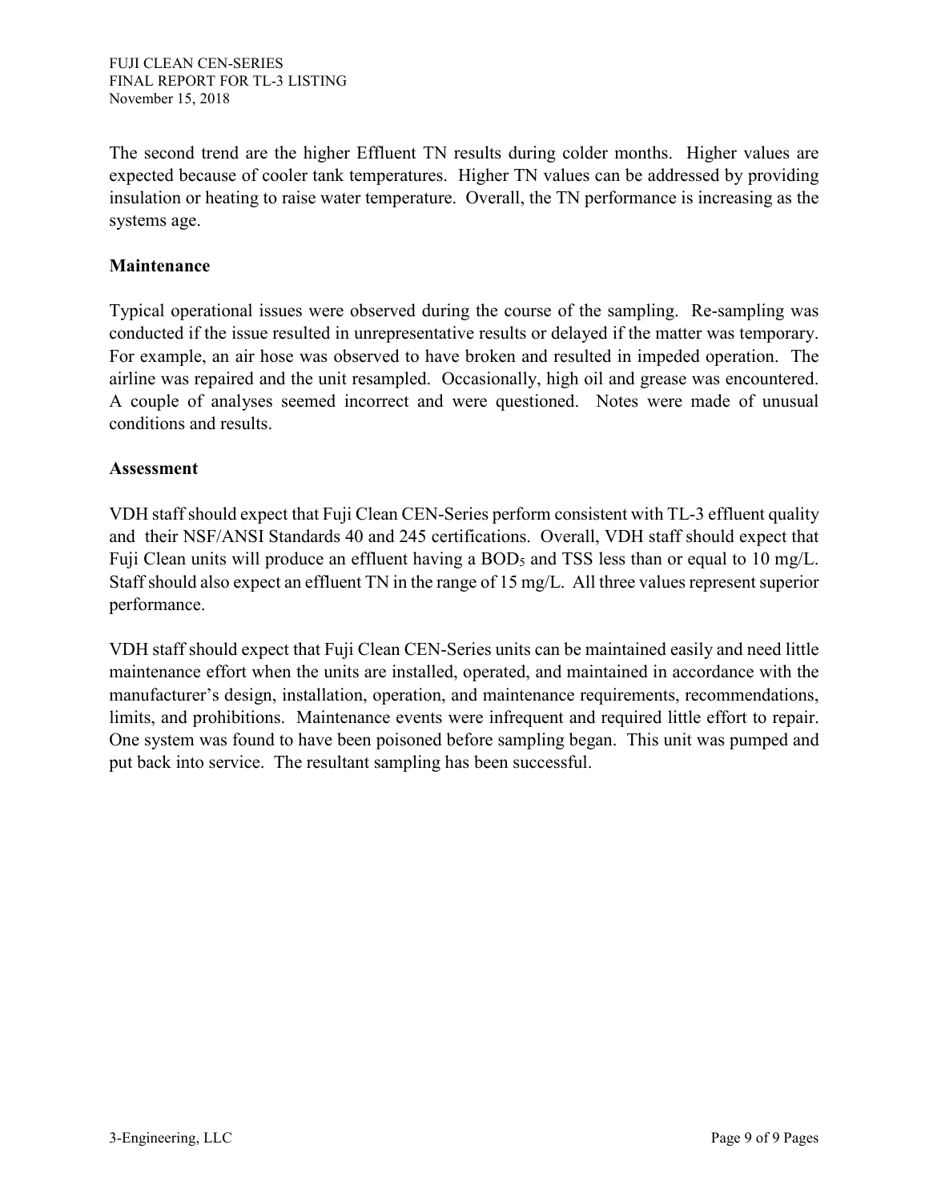The second trend are the higher Effluent TN results during colder months. Higher values are expected because of cooler tank temperatures. Higher TN values can be addressed by providing insulation or heating to raise water temperature. Overall, the TN performance is increasing as the systems age.

**Maintenance**

Typical operational issues were observed during the course of the sampling. Re-sampling was conducted if the issue resulted in unrepresentative results or delayed if the matter was temporary. For example, an air hose was observed to have broken and resulted in impeded operation. The airline was repaired and the unit resampled. Occasionally, high oil and grease was encountered. A couple of analyses seemed incorrect and were questioned. Notes were made of unusual conditions and results.

**Assessment**

VDH staff should expect that Fuji Clean CEN-Series perform consistent with TL-3 effluent quality and their NSF/ANSI Standards 40 and 245 certifications. Overall, VDH staff should expect that Fuji Clean units will produce an effluent having a $BOD_5$ and TSS less than or equal to 10 mg/L. Staff should also expect an effluent TN in the range of 15 mg/L. All three values represent superior performance.

VDH staff should expect that Fuji Clean CEN-Series units can be maintained easily and need little maintenance effort when the units are installed, operated, and maintained in accordance with the manufacturer's design, installation, operation, and maintenance requirements, recommendations, limits, and prohibitions. Maintenance events were infrequent and required little effort to repair. One system was found to have been poisoned before sampling began. This unit was pumped and put back into service. The resultant sampling has been successful.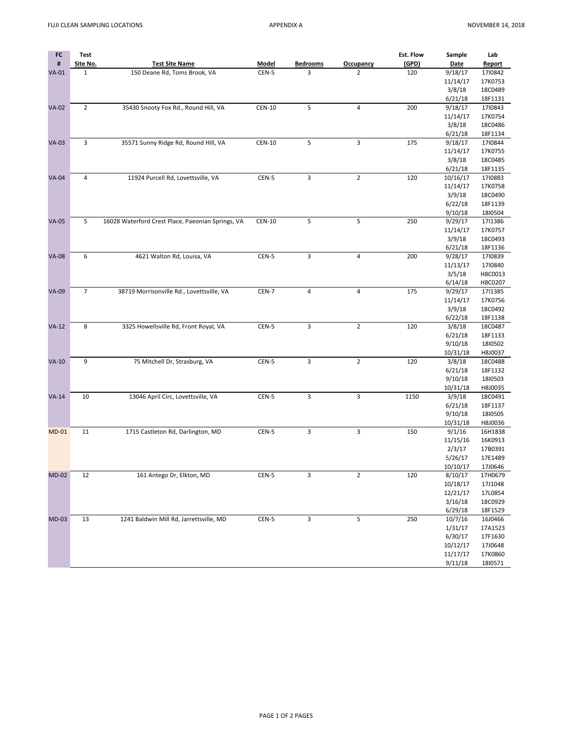| FC # | Test Site No. | Test Site Name | Model | Bedrooms | Occupancy | Est. Flow (GPD) | Sample Date | Lab Report |
|---|---|---|---|---|---|---|---|---|
| VA-01 | 1 | 150 Deane Rd, Toms Brook, VA | CEN-5 | 3 | 2 | 120 | 9/18/17 | 17I0842 |
| | | | | | | | 11/14/17 | 17K0753 |
| | | | | | | | 3/8/18 | 18C0489 |
| | | | | | | | 6/21/18 | 18F1131 |
| VA-02 | 2 | 35430 Snooty Fox Rd., Round Hill, VA | CEN-10 | 5 | 4 | 200 | 9/18/17 | 17I0843 |
| | | | | | | | 11/14/17 | 17K0754 |
| | | | | | | | 3/8/18 | 18C0486 |
| | | | | | | | 6/21/18 | 18F1134 |
| VA-03 | 3 | 35571 Sunny Ridge Rd, Round Hill, VA | CEN-10 | 5 | 3 | 175 | 9/18/17 | 17I0844 |
| | | | | | | | 11/14/17 | 17K0755 |
| | | | | | | | 3/8/18 | 18C0485 |
| | | | | | | | 6/21/18 | 18F1135 |
| VA-04 | 4 | 11924 Purcell Rd, Lovettsville, VA | CEN-5 | 3 | 2 | 120 | 10/16/17 | 17I0883 |
| | | | | | | | 11/14/17 | 17K0758 |
| | | | | | | | 3/9/18 | 18C0490 |
| | | | | | | | 6/22/18 | 18F1139 |
| | | | | | | | 9/10/18 | 18I0504 |
| VA-05 | 5 | 16028 Waterford Crest Place, Paeonian Springs, VA | CEN-10 | 5 | 5 | 250 | 9/29/17 | 17I1386 |
| | | | | | | | 11/14/17 | 17K0757 |
| | | | | | | | 3/9/18 | 18C0493 |
| | | | | | | | 6/21/18 | 18F1136 |
| VA-08 | 6 | 4621 Walton Rd, Louisa, VA | CEN-5 | 3 | 4 | 200 | 9/28/17 | 17I0839 |
| | | | | | | | 11/13/17 | 17I0840 |
| | | | | | | | 3/5/18 | H8C0013 |
| | | | | | | | 6/14/18 | H8C0207 |
| VA-09 | 7 | 38719 Morrisonville Rd., Lovettsville, VA | CEN-7 | 4 | 4 | 175 | 9/29/17 | 17I1385 |
| | | | | | | | 11/14/17 | 17K0756 |
| | | | | | | | 3/9/18 | 18C0492 |
| | | | | | | | 6/22/18 | 18F1138 |
| VA-12 | 8 | 3325 Howellsville Rd, Front Royal, VA | CEN-5 | 3 | 2 | 120 | 3/8/18 | 18C0487 |
| | | | | | | | 6/21/18 | 18F1133 |
| | | | | | | | 9/10/18 | 18I0502 |
| | | | | | | | 10/31/18 | H8J0037 |
| VA-10 | 9 | 75 Mitchell Dr, Strasburg, VA | CEN-5 | 3 | 2 | 120 | 3/8/18 | 18C0488 |
| | | | | | | | 6/21/18 | 18F1132 |
| | | | | | | | 9/10/18 | 18I0503 |
| | | | | | | | 10/31/18 | H8J0035 |
| VA-14 | 10 | 13046 April Circ, Lovettsville, VA | CEN-5 | 3 | 3 | 1150 | 3/9/18 | 18C0491 |
| | | | | | | | 6/21/18 | 18F1137 |
| | | | | | | | 9/10/18 | 18I0505 |
| | | | | | | | 10/31/18 | H8J0036 |
| MD-01 | 11 | 1715 Castleton Rd, Darlington, MD | CEN-5 | 3 | 3 | 150 | 9/1/16 | 16H1838 |
| | | | | | | | 11/15/16 | 16K0913 |
| | | | | | | | 2/3/17 | 17B0391 |
| | | | | | | | 5/26/17 | 17E1489 |
| | | | | | | | 10/10/17 | 17J0646 |
| MD-02 | 12 | 161 Antego Dr, Elkton, MD | CEN-5 | 3 | 2 | 120 | 8/10/17 | 17H0679 |
| | | | | | | | 10/18/17 | 17J1048 |
| | | | | | | | 12/21/17 | 17L0854 |
| | | | | | | | 3/16/18 | 18C0929 |
| | | | | | | | 6/29/18 | 18F1529 |
| MD-03 | 13 | 1241 Baldwin Mill Rd, Jarrettsville, MD | CEN-5 | 3 | 5 | 250 | 10/7/16 | 16J0466 |
| | | | | | | | 1/31/17 | 17A1523 |
| | | | | | | | 6/30/17 | 17F1630 |
| | | | | | | | 10/12/17 | 17J0648 |
| | | | | | | | 11/17/17 | 17K0860 |
| | | | | | | | 9/11/18 | 18I0571 |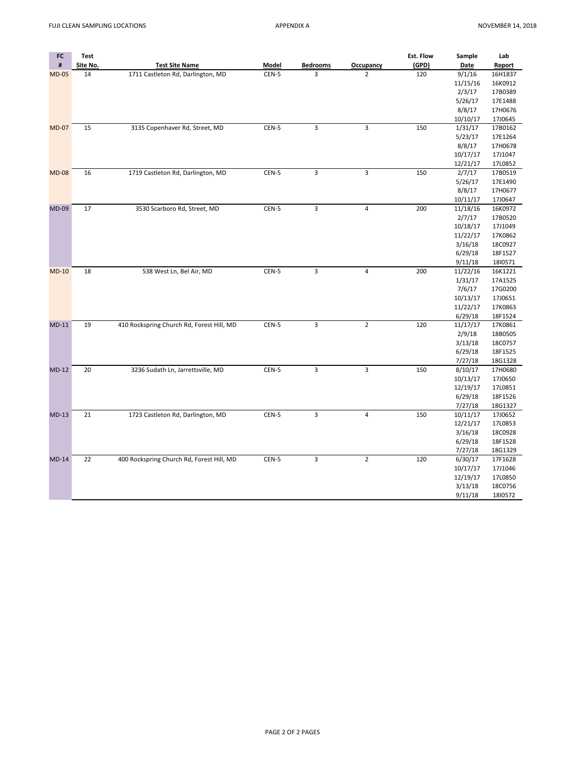| FC # | Test Site No. | Test Site Name | Model | Bedrooms | Occupancy | Est. Flow (GPD) | Sample Date | Lab Report |
|---|---|---|---|---|---|---|---|---|
| MD-05 | 14 | 1711 Castleton Rd, Darlington, MD | CEN-5 | 3 | 2 | 120 | 9/1/16 | 16H1837 |
| | | | | | | | 11/15/16 | 16K0912 |
| | | | | | | | 2/3/17 | 17B0389 |
| | | | | | | | 5/26/17 | 17E1488 |
| | | | | | | | 8/8/17 | 17H0676 |
| | | | | | | | 10/10/17 | 17J0645 |
| MD-07 | 15 | 3135 Copenhaver Rd, Street, MD | CEN-5 | 3 | 3 | 150 | 1/31/17 | 17B0162 |
| | | | | | | | 5/23/17 | 17E1264 |
| | | | | | | | 8/8/17 | 17H0678 |
| | | | | | | | 10/17/17 | 17J1047 |
| | | | | | | | 12/21/17 | 17L0852 |
| MD-08 | 16 | 1719 Castleton Rd, Darlington, MD | CEN-5 | 3 | 3 | 150 | 2/7/17 | 17B0519 |
| | | | | | | | 5/26/17 | 17E1490 |
| | | | | | | | 8/8/17 | 17H0677 |
| | | | | | | | 10/11/17 | 17J0647 |
| MD-09 | 17 | 3530 Scarboro Rd, Street, MD | CEN-5 | 3 | 4 | 200 | 11/18/16 | 16K0972 |
| | | | | | | | 2/7/17 | 17B0520 |
| | | | | | | | 10/18/17 | 17J1049 |
| | | | | | | | 11/22/17 | 17K0862 |
| | | | | | | | 3/16/18 | 18C0927 |
| | | | | | | | 6/29/18 | 18F1527 |
| | | | | | | | 9/11/18 | 18I0571 |
| MD-10 | 18 | 538 West Ln, Bel Air, MD | CEN-5 | 3 | 4 | 200 | 11/22/16 | 16K1221 |
| | | | | | | | 1/31/17 | 17A1525 |
| | | | | | | | 7/6/17 | 17G0200 |
| | | | | | | | 10/13/17 | 17J0651 |
| | | | | | | | 11/22/17 | 17K0863 |
| | | | | | | | 6/29/18 | 18F1524 |
| MD-11 | 19 | 410 Rockspring Church Rd, Forest Hill, MD | CEN-5 | 3 | 2 | 120 | 11/17/17 | 17K0861 |
| | | | | | | | 2/9/18 | 18B0505 |
| | | | | | | | 3/13/18 | 18C0757 |
| | | | | | | | 6/29/18 | 18F1525 |
| | | | | | | | 7/27/18 | 18G1328 |
| MD-12 | 20 | 3236 Sudath Ln, Jarrettsville, MD | CEN-5 | 3 | 3 | 150 | 8/10/17 | 17H0680 |
| | | | | | | | 10/13/17 | 17J0650 |
| | | | | | | | 12/19/17 | 17L0851 |
| | | | | | | | 6/29/18 | 18F1526 |
| | | | | | | | 7/27/18 | 18G1327 |
| MD-13 | 21 | 1723 Castleton Rd, Darlington, MD | CEN-5 | 3 | 4 | 150 | 10/11/17 | 17J0652 |
| | | | | | | | 12/21/17 | 17L0853 |
| | | | | | | | 3/16/18 | 18C0928 |
| | | | | | | | 6/29/18 | 18F1528 |
| | | | | | | | 7/27/18 | 18G1329 |
| MD-14 | 22 | 400 Rockspring Church Rd, Forest Hill, MD | CEN-5 | 3 | 2 | 120 | 6/30/17 | 17F1628 |
| | | | | | | | 10/17/17 | 17J1046 |
| | | | | | | | 12/19/17 | 17L0850 |
| | | | | | | | 3/13/18 | 18C0756 |
| | | | | | | | 9/11/18 | 18I0572 |